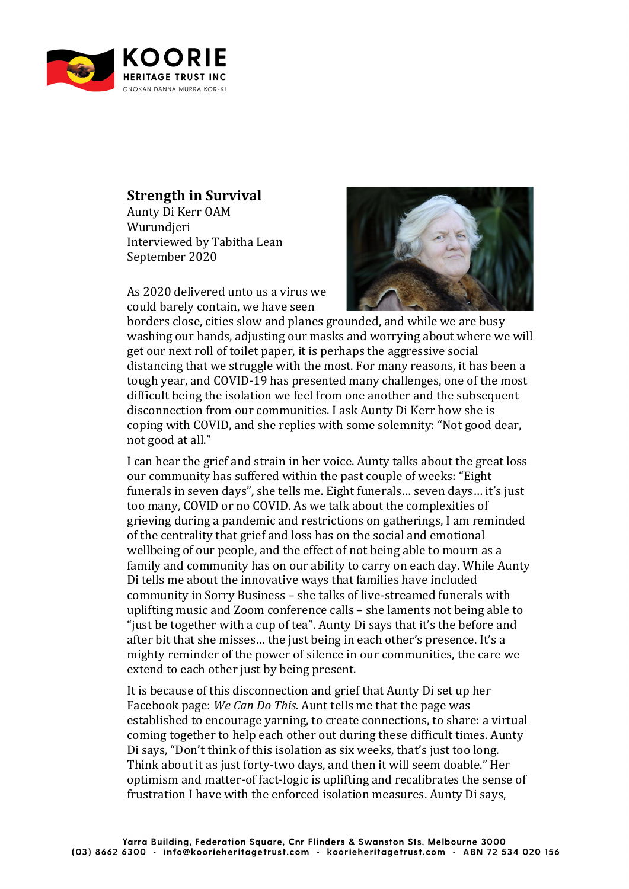## Strength in Survival

Aunty Di Kerr OAM
Wurundjeri
Interviewed by Tabitha Lean
September 2020

As 2020 delivered unto us a virus we could barely contain, we have seen borders close, cities slow and planes grounded, and while we are busy washing our hands, adjusting our masks and worrying about where we will get our next roll of toilet paper, it is perhaps the aggressive social distancing that we struggle with the most. For many reasons, it has been a tough year, and COVID-19 has presented many challenges, one of the most difficult being the isolation we feel from one another and the subsequent disconnection from our communities. I ask Aunty Di Kerr how she is coping with COVID, and she replies with some solemnity: "Not good dear, not good at all."

I can hear the grief and strain in her voice. Aunty talks about the great loss our community has suffered within the past couple of weeks: "Eight funerals in seven days", she tells me. Eight funerals… seven days… it's just too many, COVID or no COVID. As we talk about the complexities of grieving during a pandemic and restrictions on gatherings, I am reminded of the centrality that grief and loss has on the social and emotional wellbeing of our people, and the effect of not being able to mourn as a family and community has on our ability to carry on each day. While Aunty Di tells me about the innovative ways that families have included community in Sorry Business – she talks of live-streamed funerals with uplifting music and Zoom conference calls – she laments not being able to "just be together with a cup of tea". Aunty Di says that it's the before and after bit that she misses… the just being in each other's presence. It's a mighty reminder of the power of silence in our communities, the care we extend to each other just by being present.

It is because of this disconnection and grief that Aunty Di set up her Facebook page: *We Can Do This*. Aunt tells me that the page was established to encourage yarning, to create connections, to share: a virtual coming together to help each other out during these difficult times. Aunty Di says, "Don't think of this isolation as six weeks, that's just too long. Think about it as just forty-two days, and then it will seem doable." Her optimism and matter-of fact-logic is uplifting and recalibrates the sense of frustration I have with the enforced isolation measures. Aunty Di says,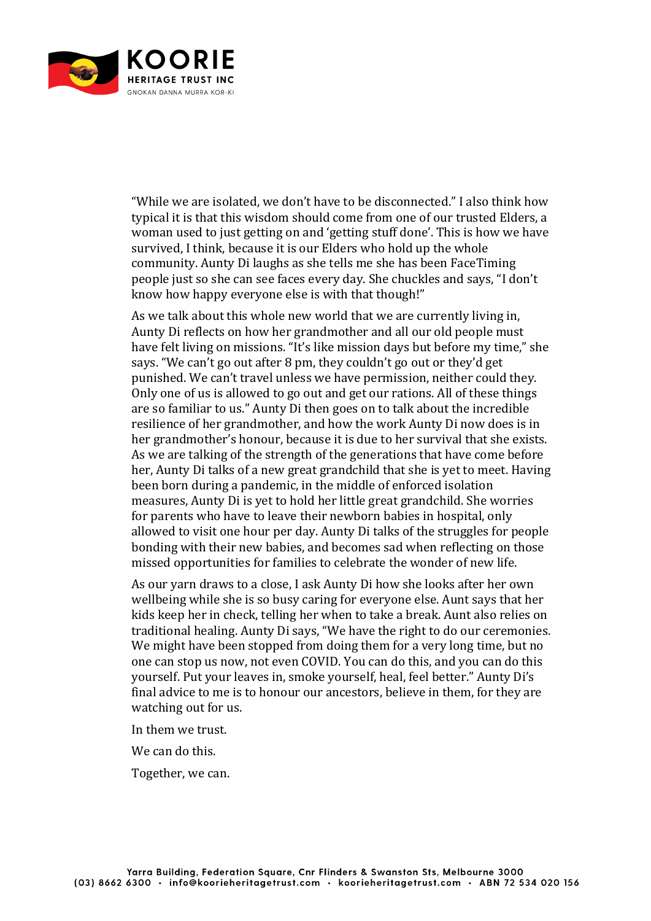"While we are isolated, we don't have to be disconnected." I also think how typical it is that this wisdom should come from one of our trusted Elders, a woman used to just getting on and 'getting stuff done'. This is how we have survived, I think, because it is our Elders who hold up the whole community. Aunty Di laughs as she tells me she has been FaceTiming people just so she can see faces every day. She chuckles and says, "I don't know how happy everyone else is with that though!"

As we talk about this whole new world that we are currently living in, Aunty Di reflects on how her grandmother and all our old people must have felt living on missions. "It's like mission days but before my time," she says. "We can't go out after 8 pm, they couldn't go out or they'd get punished. We can't travel unless we have permission, neither could they. Only one of us is allowed to go out and get our rations. All of these things are so familiar to us." Aunty Di then goes on to talk about the incredible resilience of her grandmother, and how the work Aunty Di now does is in her grandmother's honour, because it is due to her survival that she exists. As we are talking of the strength of the generations that have come before her, Aunty Di talks of a new great grandchild that she is yet to meet. Having been born during a pandemic, in the middle of enforced isolation measures, Aunty Di is yet to hold her little great grandchild. She worries for parents who have to leave their newborn babies in hospital, only allowed to visit one hour per day. Aunty Di talks of the struggles for people bonding with their new babies, and becomes sad when reflecting on those missed opportunities for families to celebrate the wonder of new life.

As our yarn draws to a close, I ask Aunty Di how she looks after her own wellbeing while she is so busy caring for everyone else. Aunt says that her kids keep her in check, telling her when to take a break. Aunt also relies on traditional healing. Aunty Di says, "We have the right to do our ceremonies. We might have been stopped from doing them for a very long time, but no one can stop us now, not even COVID. You can do this, and you can do this yourself. Put your leaves in, smoke yourself, heal, feel better." Aunty Di's final advice to me is to honour our ancestors, believe in them, for they are watching out for us.

In them we trust.

We can do this.

Together, we can.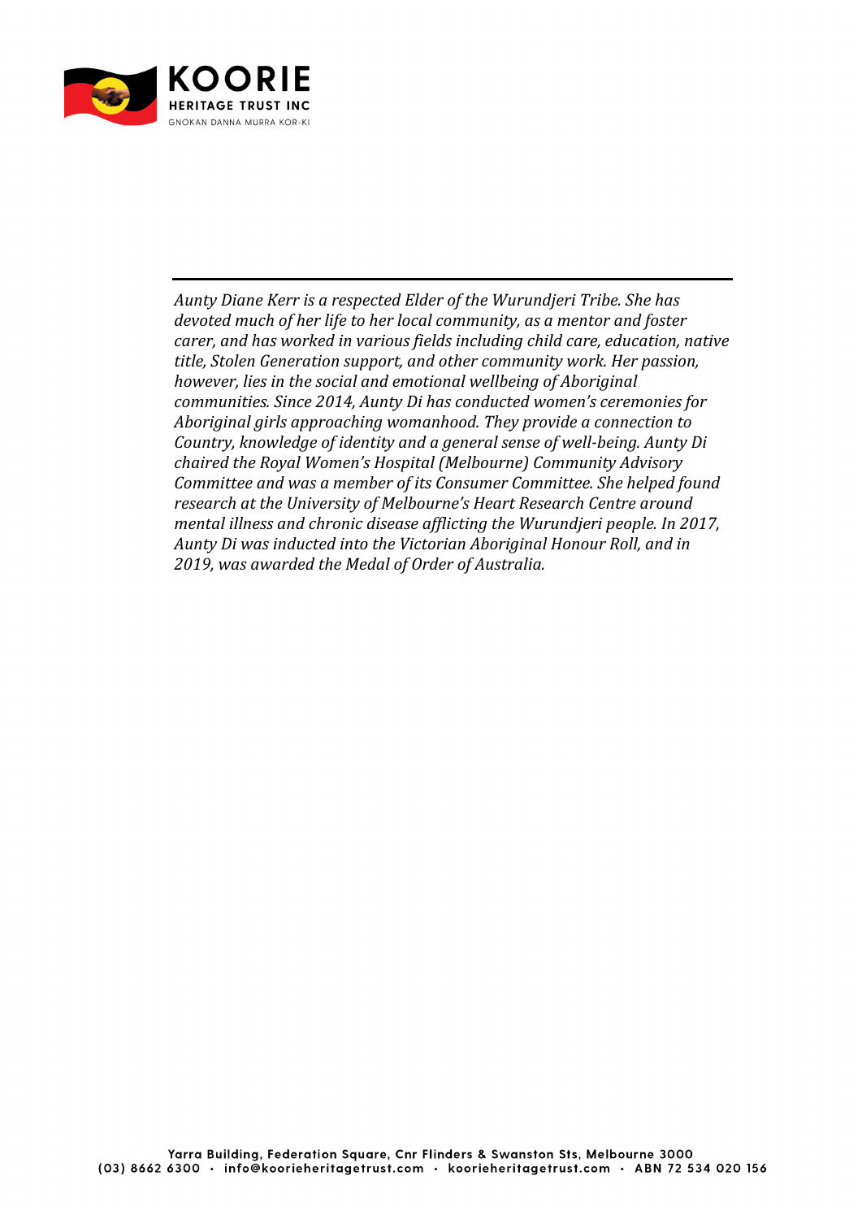*Aunty Diane Kerr is a respected Elder of the Wurundjeri Tribe. She has devoted much of her life to her local community, as a mentor and foster carer, and has worked in various fields including child care, education, native title, Stolen Generation support, and other community work. Her passion, however, lies in the social and emotional wellbeing of Aboriginal communities. Since 2014, Aunty Di has conducted women's ceremonies for Aboriginal girls approaching womanhood. They provide a connection to Country, knowledge of identity and a general sense of well-being. Aunty Di chaired the Royal Women's Hospital (Melbourne) Community Advisory Committee and was a member of its Consumer Committee. She helped found research at the University of Melbourne's Heart Research Centre around mental illness and chronic disease afflicting the Wurundjeri people. In 2017, Aunty Di was inducted into the Victorian Aboriginal Honour Roll, and in 2019, was awarded the Medal of Order of Australia.*